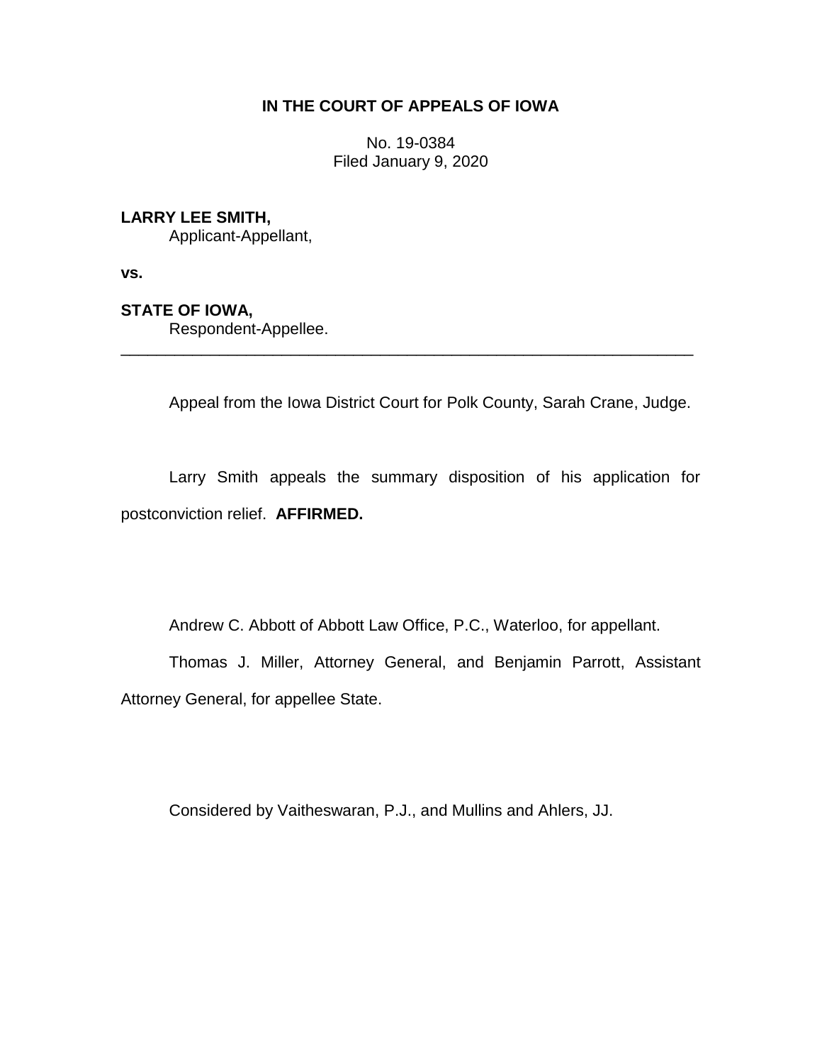# IN THE COURT OF APPEALS OF IOWA

No. 19-0384
Filed January 9, 2020

**LARRY LEE SMITH,**
Applicant-Appellant,

**vs.**

**STATE OF IOWA,**
Respondent-Appellee.

---

Appeal from the Iowa District Court for Polk County, Sarah Crane, Judge.

Larry Smith appeals the summary disposition of his application for postconviction relief. **AFFIRMED.**

Andrew C. Abbott of Abbott Law Office, P.C., Waterloo, for appellant.

Thomas J. Miller, Attorney General, and Benjamin Parrott, Assistant Attorney General, for appellee State.

Considered by Vaitheswaran, P.J., and Mullins and Ahlers, JJ.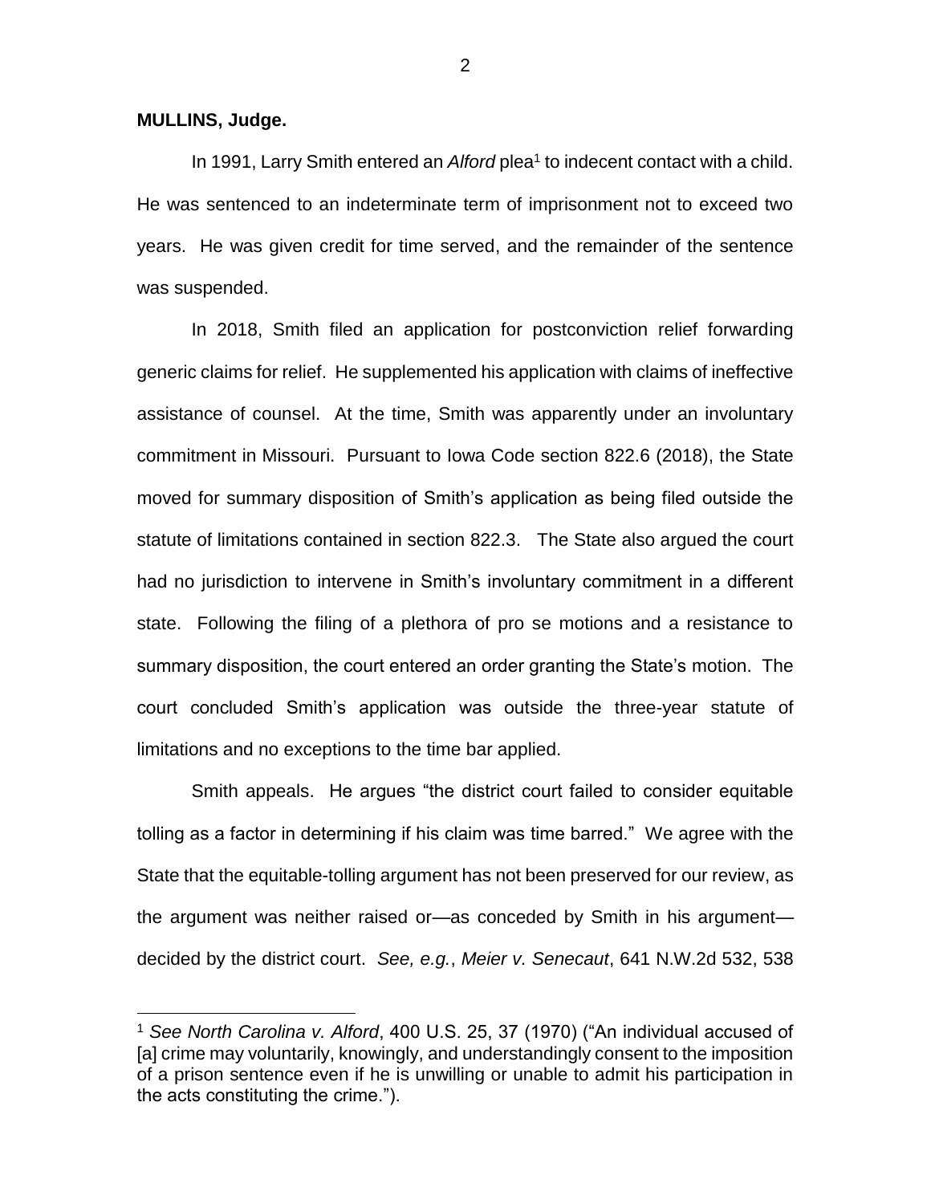**MULLINS, Judge.**

In 1991, Larry Smith entered an *Alford* plea[1] to indecent contact with a child. He was sentenced to an indeterminate term of imprisonment not to exceed two years. He was given credit for time served, and the remainder of the sentence was suspended.

In 2018, Smith filed an application for postconviction relief forwarding generic claims for relief. He supplemented his application with claims of ineffective assistance of counsel. At the time, Smith was apparently under an involuntary commitment in Missouri. Pursuant to Iowa Code section 822.6 (2018), the State moved for summary disposition of Smith's application as being filed outside the statute of limitations contained in section 822.3. The State also argued the court had no jurisdiction to intervene in Smith's involuntary commitment in a different state. Following the filing of a plethora of pro se motions and a resistance to summary disposition, the court entered an order granting the State's motion. The court concluded Smith's application was outside the three-year statute of limitations and no exceptions to the time bar applied.

Smith appeals. He argues "the district court failed to consider equitable tolling as a factor in determining if his claim was time barred." We agree with the State that the equitable-tolling argument has not been preserved for our review, as the argument was neither raised or—as conceded by Smith in his argument—decided by the district court. *See, e.g.*, *Meier v. Senecaut*, 641 N.W.2d 532, 538

[1] *See North Carolina v. Alford*, 400 U.S. 25, 37 (1970) ("An individual accused of [a] crime may voluntarily, knowingly, and understandingly consent to the imposition of a prison sentence even if he is unwilling or unable to admit his participation in the acts constituting the crime.").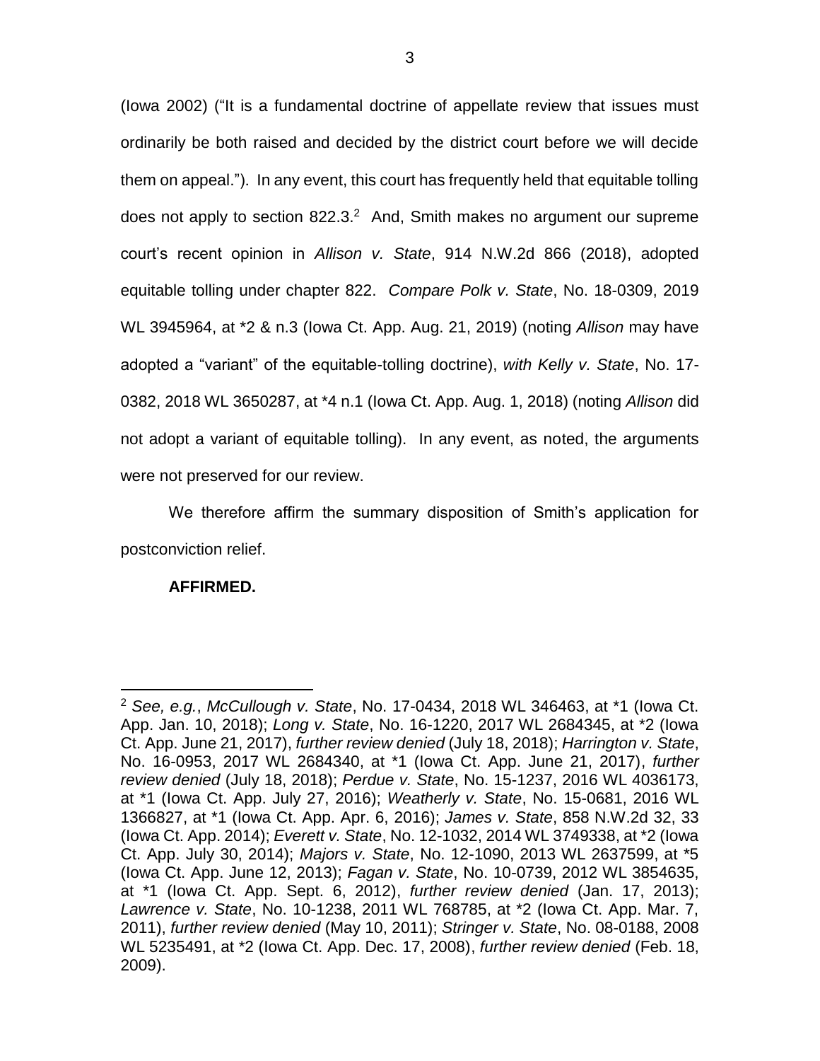(Iowa 2002) ("It is a fundamental doctrine of appellate review that issues must ordinarily be both raised and decided by the district court before we will decide them on appeal."). In any event, this court has frequently held that equitable tolling does not apply to section 822.3.[2] And, Smith makes no argument our supreme court's recent opinion in *Allison v. State*, 914 N.W.2d 866 (2018), adopted equitable tolling under chapter 822. *Compare Polk v. State*, No. 18-0309, 2019 WL 3945964, at *2 & n.3 (Iowa Ct. App. Aug. 21, 2019) (noting *Allison* may have adopted a "variant" of the equitable-tolling doctrine), *with Kelly v. State*, No. 17-0382, 2018 WL 3650287, at *4 n.1 (Iowa Ct. App. Aug. 1, 2018) (noting *Allison* did not adopt a variant of equitable tolling). In any event, as noted, the arguments were not preserved for our review.

We therefore affirm the summary disposition of Smith's application for postconviction relief.

**AFFIRMED.**

---

[2] *See, e.g.*, *McCullough v. State*, No. 17-0434, 2018 WL 346463, at *1 (Iowa Ct. App. Jan. 10, 2018); *Long v. State*, No. 16-1220, 2017 WL 2684345, at *2 (Iowa Ct. App. June 21, 2017), *further review denied* (July 18, 2018); *Harrington v. State*, No. 16-0953, 2017 WL 2684340, at *1 (Iowa Ct. App. June 21, 2017), *further review denied* (July 18, 2018); *Perdue v. State*, No. 15-1237, 2016 WL 4036173, at *1 (Iowa Ct. App. July 27, 2016); *Weatherly v. State*, No. 15-0681, 2016 WL 1366827, at *1 (Iowa Ct. App. Apr. 6, 2016); *James v. State*, 858 N.W.2d 32, 33 (Iowa Ct. App. 2014); *Everett v. State*, No. 12-1032, 2014 WL 3749338, at *2 (Iowa Ct. App. July 30, 2014); *Majors v. State*, No. 12-1090, 2013 WL 2637599, at *5 (Iowa Ct. App. June 12, 2013); *Fagan v. State*, No. 10-0739, 2012 WL 3854635, at *1 (Iowa Ct. App. Sept. 6, 2012), *further review denied* (Jan. 17, 2013); *Lawrence v. State*, No. 10-1238, 2011 WL 768785, at *2 (Iowa Ct. App. Mar. 7, 2011), *further review denied* (May 10, 2011); *Stringer v. State*, No. 08-0188, 2008 WL 5235491, at *2 (Iowa Ct. App. Dec. 17, 2008), *further review denied* (Feb. 18, 2009).